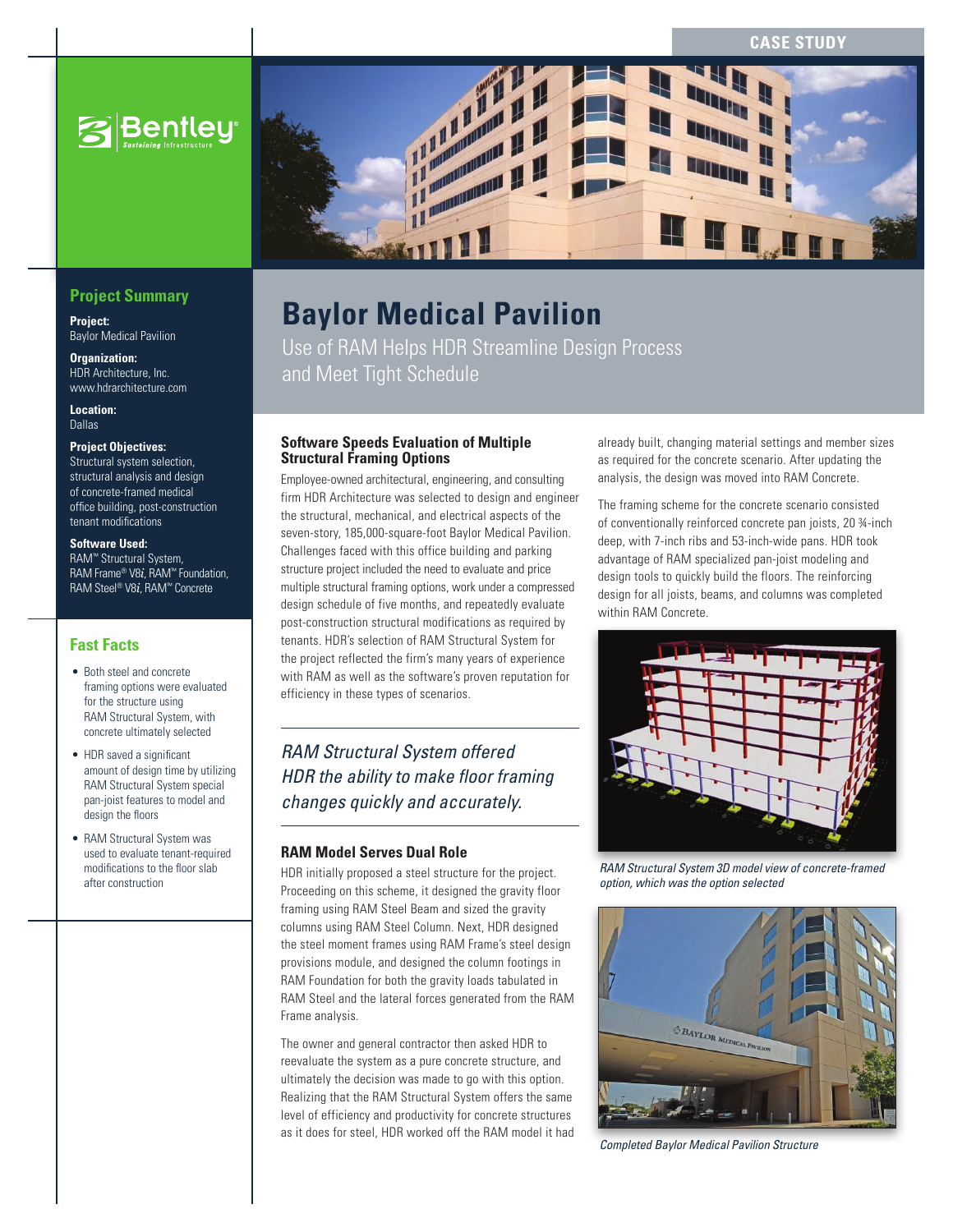CASE STUDY

# Baylor Medical Pavilion

Use of RAM Helps HDR Streamline Design Process and Meet Tight Schedule

## Project Summary

**Project:**
Baylor Medical Pavilion

**Organization:**
HDR Architecture, Inc.
www.hdrarchitecture.com

**Location:**
Dallas

**Project Objectives:**
Structural system selection, structural analysis and design of concrete-framed medical office building, post-construction tenant modifications

**Software Used:**
RAM™ Structural System, RAM Frame® V8*i*, RAM™ Foundation, RAM Steel® V8*i*, RAM™ Concrete

## Fast Facts

- Both steel and concrete framing options were evaluated for the structure using RAM Structural System, with concrete ultimately selected
- HDR saved a significant amount of design time by utilizing RAM Structural System special pan-joist features to model and design the floors
- RAM Structural System was used to evaluate tenant-required modifications to the floor slab after construction

### Software Speeds Evaluation of Multiple Structural Framing Options

Employee-owned architectural, engineering, and consulting firm HDR Architecture was selected to design and engineer the structural, mechanical, and electrical aspects of the seven-story, 185,000-square-foot Baylor Medical Pavilion. Challenges faced with this office building and parking structure project included the need to evaluate and price multiple structural framing options, work under a compressed design schedule of five months, and repeatedly evaluate post-construction structural modifications as required by tenants. HDR's selection of RAM Structural System for the project reflected the firm's many years of experience with RAM as well as the software's proven reputation for efficiency in these types of scenarios.

*RAM Structural System offered HDR the ability to make floor framing changes quickly and accurately.*

### RAM Model Serves Dual Role

HDR initially proposed a steel structure for the project. Proceeding on this scheme, it designed the gravity floor framing using RAM Steel Beam and sized the gravity columns using RAM Steel Column. Next, HDR designed the steel moment frames using RAM Frame's steel design provisions module, and designed the column footings in RAM Foundation for both the gravity loads tabulated in RAM Steel and the lateral forces generated from the RAM Frame analysis.

The owner and general contractor then asked HDR to reevaluate the system as a pure concrete structure, and ultimately the decision was made to go with this option. Realizing that the RAM Structural System offers the same level of efficiency and productivity for concrete structures as it does for steel, HDR worked off the RAM model it had already built, changing material settings and member sizes as required for the concrete scenario. After updating the analysis, the design was moved into RAM Concrete.

The framing scheme for the concrete scenario consisted of conventionally reinforced concrete pan joists, 20 ¾-inch deep, with 7-inch ribs and 53-inch-wide pans. HDR took advantage of RAM specialized pan-joist modeling and design tools to quickly build the floors. The reinforcing design for all joists, beams, and columns was completed within RAM Concrete.

*RAM Structural System 3D model view of concrete-framed option, which was the option selected*

*Completed Baylor Medical Pavilion Structure*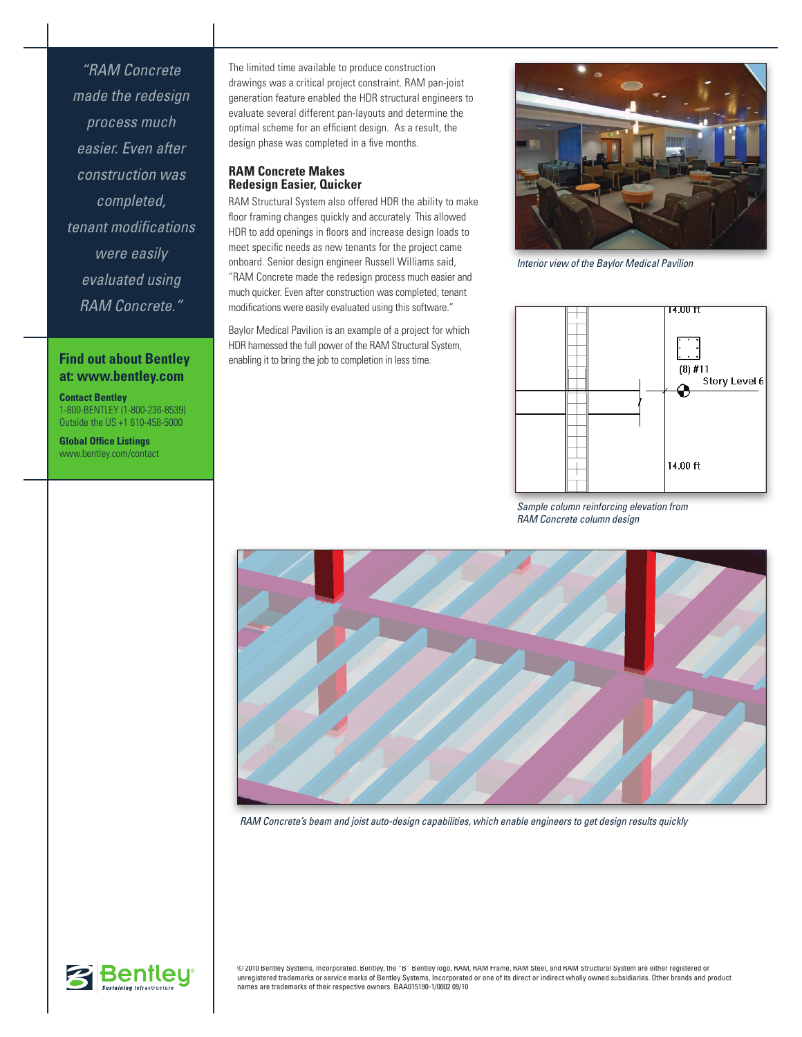*"RAM Concrete made the redesign process much easier. Even after construction was completed, tenant modifications were easily evaluated using RAM Concrete."*

The limited time available to produce construction drawings was a critical project constraint. RAM pan-joist generation feature enabled the HDR structural engineers to evaluate several different pan-layouts and determine the optimal scheme for an efficient design. As a result, the design phase was completed in a five months.

## RAM Concrete Makes Redesign Easier, Quicker

RAM Structural System also offered HDR the ability to make floor framing changes quickly and accurately. This allowed HDR to add openings in floors and increase design loads to meet specific needs as new tenants for the project came onboard. Senior design engineer Russell Williams said, "RAM Concrete made the redesign process much easier and much quicker. Even after construction was completed, tenant modifications were easily evaluated using this software."

Baylor Medical Pavilion is an example of a project for which HDR harnessed the full power of the RAM Structural System, enabling it to bring the job to completion in less time.

*Interior view of the Baylor Medical Pavilion*

14.00 ft
(8) #11
Story Level 6
14.00 ft

*Sample column reinforcing elevation from RAM Concrete column design*

*RAM Concrete's beam and joist auto-design capabilities, which enable engineers to get design results quickly*

## Find out about Bentley at: www.bentley.com

**Contact Bentley**
1-800-BENTLEY (1-800-236-8539)
Outside the US +1 610-458-5000

**Global Office Listings**
www.bentley.com/contact

© 2010 Bentley Systems, Incorporated. Bentley, the "B" Bentley logo, RAM, RAM Frame, RAM Steel, and RAM Structural System are either registered or unregistered trademarks or service marks of Bentley Systems, Incorporated or one of its direct or indirect wholly owned subsidiaries. Other brands and product names are trademarks of their respective owners. BAA015190-1/0002 09/10